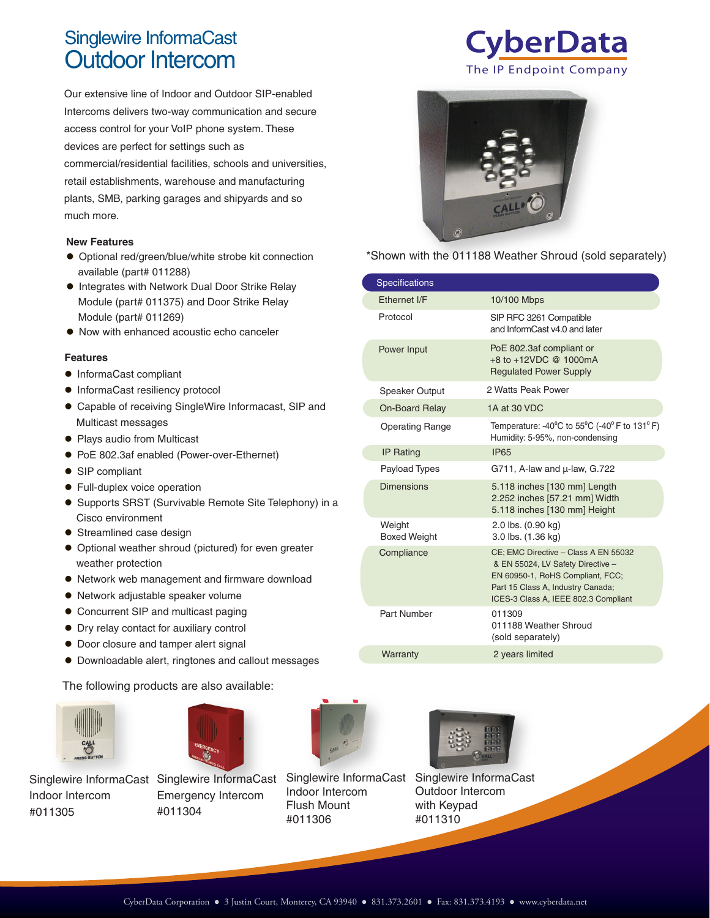# Singlewire InformaCast Outdoor Intercom

CyberData
The IP Endpoint Company

Our extensive line of Indoor and Outdoor SIP-enabled Intercoms delivers two-way communication and secure access control for your VoIP phone system. These devices are perfect for settings such as commercial/residential facilities, schools and universities, retail establishments, warehouse and manufacturing plants, SMB, parking garages and shipyards and so much more.

*Shown with the 011188 Weather Shroud (sold separately)

### New Features

- Optional red/green/blue/white strobe kit connection available (part# 011288)
- Integrates with Network Dual Door Strike Relay Module (part# 011375) and Door Strike Relay Module (part# 011269)
- Now with enhanced acoustic echo canceler

### Features

- InformaCast compliant
- InformaCast resiliency protocol
- Capable of receiving SingleWire Informacast, SIP and Multicast messages
- Plays audio from Multicast
- PoE 802.3af enabled (Power-over-Ethernet)
- SIP compliant
- Full-duplex voice operation
- Supports SRST (Survivable Remote Site Telephony) in a Cisco environment
- Streamlined case design
- Optional weather shroud (pictured) for even greater weather protection
- Network web management and firmware download
- Network adjustable speaker volume
- Concurrent SIP and multicast paging
- Dry relay contact for auxiliary control
- Door closure and tamper alert signal
- Downloadable alert, ringtones and callout messages

| Specifications | |
|---|---|
| Ethernet I/F | 10/100 Mbps |
| Protocol | SIP RFC 3261 Compatible and InformCast v4.0 and later |
| Power Input | PoE 802.3af compliant or +8 to +12VDC @ 1000mA Regulated Power Supply |
| Speaker Output | 2 Watts Peak Power |
| On-Board Relay | 1A at 30 VDC |
| Operating Range | Temperature: -40°C to 55°C (-40° F to 131° F) Humidity: 5-95%, non-condensing |
| IP Rating | IP65 |
| Payload Types | G711, A-law and µ-law, G.722 |
| Dimensions | 5.118 inches [130 mm] Length<br>2.252 inches [57.21 mm] Width<br>5.118 inches [130 mm] Height |
| Weight<br>Boxed Weight | 2.0 lbs. (0.90 kg)<br>3.0 lbs. (1.36 kg) |
| Compliance | CE; EMC Directive – Class A EN 55032 & EN 55024, LV Safety Directive – EN 60950-1, RoHS Compliant, FCC; Part 15 Class A, Industry Canada; ICES-3 Class A, IEEE 802.3 Compliant |
| Part Number | 011309<br>011188 Weather Shroud (sold separately) |
| Warranty | 2 years limited |

The following products are also available:

- Singlewire InformaCast Indoor Intercom #011305
- Singlewire InformaCast Emergency Intercom #011304
- Singlewire InformaCast Indoor Intercom Flush Mount #011306
- Singlewire InformaCast Outdoor Intercom with Keypad #011310

CyberData Corporation ● 3 Justin Court, Monterey, CA 93940 ● 831.373.2601 ● Fax: 831.373.4193 ● www.cyberdata.net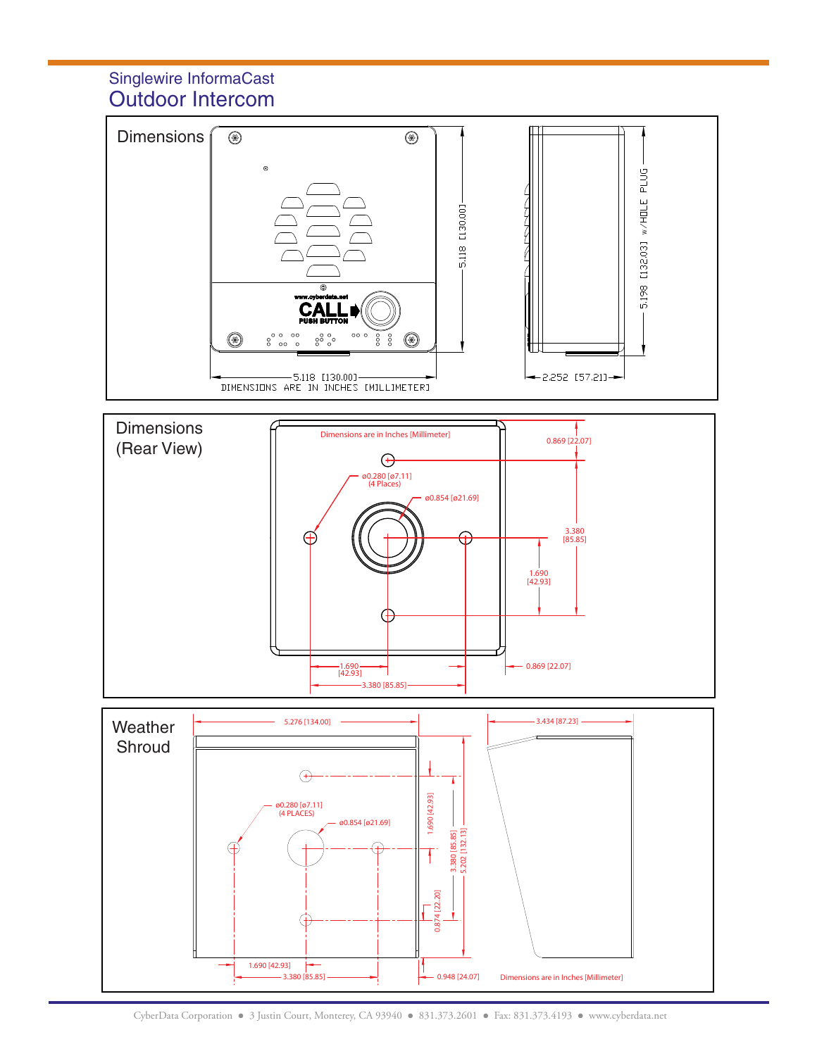Singlewire InformaCast

# Outdoor Intercom

## Dimensions

www.cyberdata.net

CALL

PUSH BUTTON

5.118 [130.00]

5.118 [130.00]

DIMENSIONS ARE IN INCHES [MILLIMETER]

5.198 [132.03] w/HOLE PLUG

2.252 [57.21]

## Dimensions (Rear View)

Dimensions are in Inches [Millimeter]

0.869 [22.07]

ø0.280 [ø7.11] (4 Places)

ø0.854 [ø21.69]

3.380 [85.85]

1.690 [42.93]

1.690 [42.93]

0.869 [22.07]

3.380 [85.85]

## Weather Shroud

5.276 [134.00]

3.434 [87.23]

ø0.280 [ø7.11] (4 PLACES)

ø0.854 [ø21.69]

1.690 [42.93]

3.380 [85.85]

5.202 [132.13]

0.874 [22.20]

1.690 [42.93]

3.380 [85.85]

0.948 [24.07]

Dimensions are in Inches [Millimeter]

CyberData Corporation ● 3 Justin Court, Monterey, CA 93940 ● 831.373.2601 ● Fax: 831.373.4193 ● www.cyberdata.net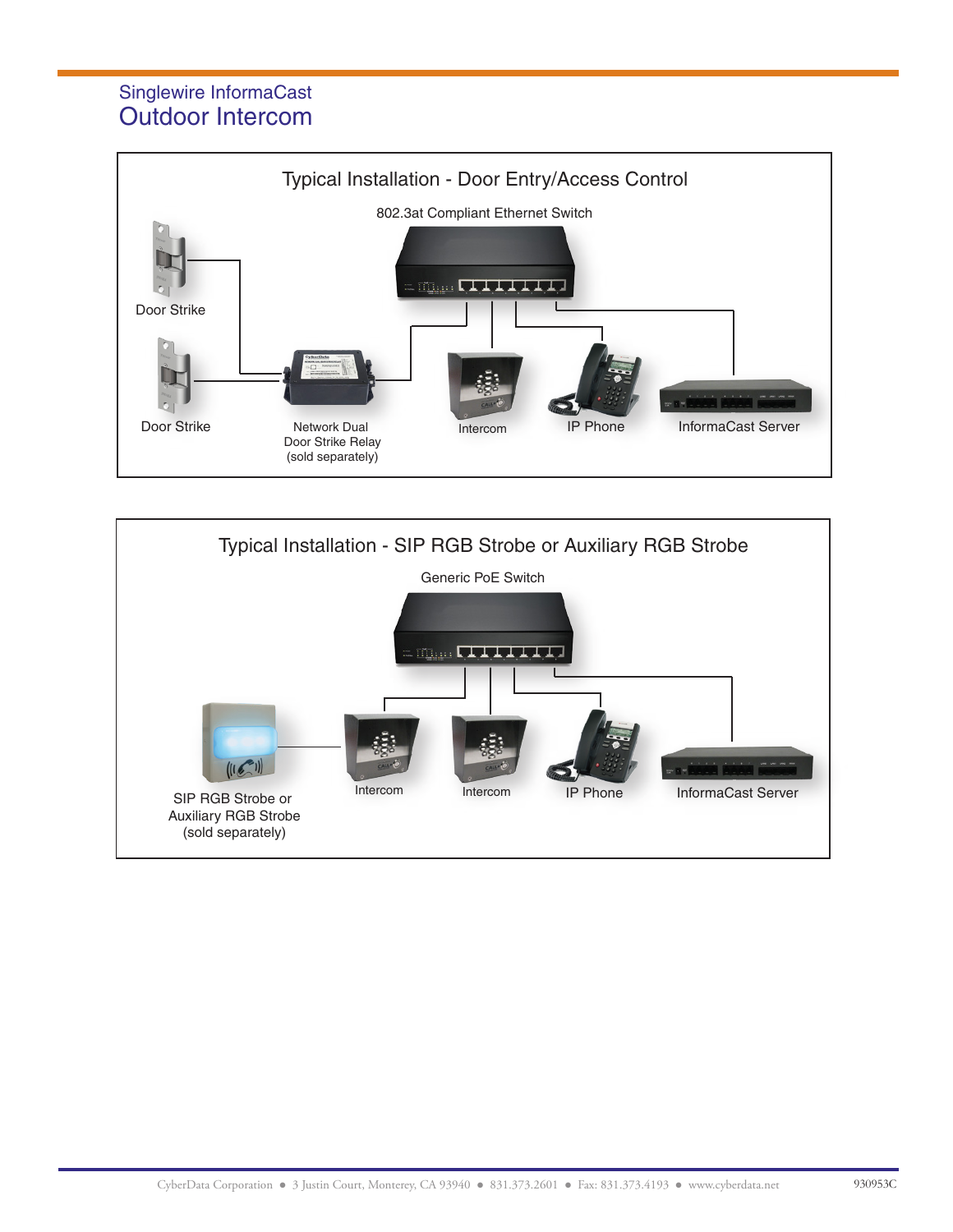Singlewire InformaCast

# Outdoor Intercom

## Typical Installation - Door Entry/Access Control

802.3at Compliant Ethernet Switch

Door Strike

Door Strike

Network Dual
Door Strike Relay
(sold separately)

Intercom

IP Phone

InformaCast Server

## Typical Installation - SIP RGB Strobe or Auxiliary RGB Strobe

Generic PoE Switch

SIP RGB Strobe or
Auxiliary RGB Strobe
(sold separately)

Intercom

Intercom

IP Phone

InformaCast Server

CyberData Corporation • 3 Justin Court, Monterey, CA 93940 • 831.373.2601 • Fax: 831.373.4193 • www.cyberdata.net

930953C